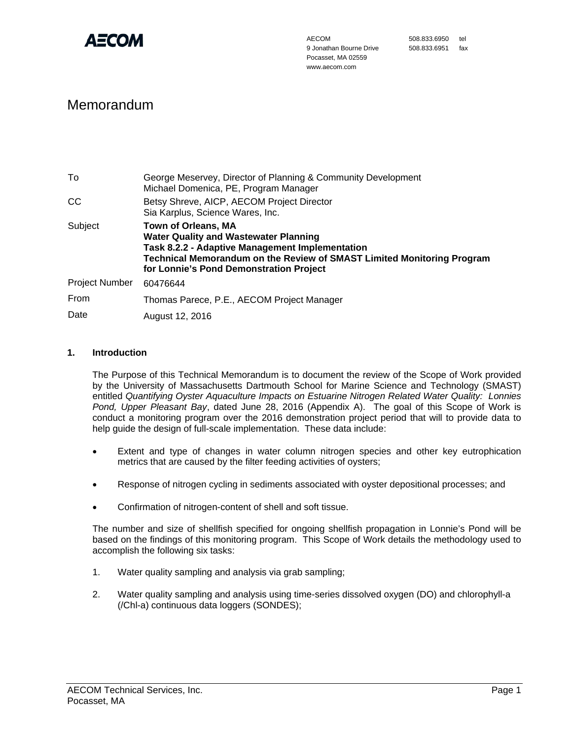AECOM
9 Jonathan Bourne Drive
Pocasset, MA 02559
www.aecom.com

508.833.6950 tel
508.833.6951 fax

# Memorandum

| | |
|---|---|
| To | George Meservey, Director of Planning & Community Development<br>Michael Domenica, PE, Program Manager |
| CC | Betsy Shreve, AICP, AECOM Project Director<br>Sia Karplus, Science Wares, Inc. |
| Subject | **Town of Orleans, MA**<br>**Water Quality and Wastewater Planning**<br>**Task 8.2.2 - Adaptive Management Implementation**<br>**Technical Memorandum on the Review of SMAST Limited Monitoring Program for Lonnie's Pond Demonstration Project** |
| Project Number | 60476644 |
| From | Thomas Parece, P.E., AECOM Project Manager |
| Date | August 12, 2016 |

## 1. Introduction

The Purpose of this Technical Memorandum is to document the review of the Scope of Work provided by the University of Massachusetts Dartmouth School for Marine Science and Technology (SMAST) entitled *Quantifying Oyster Aquaculture Impacts on Estuarine Nitrogen Related Water Quality: Lonnies Pond, Upper Pleasant Bay*, dated June 28, 2016 (Appendix A). The goal of this Scope of Work is conduct a monitoring program over the 2016 demonstration project period that will to provide data to help guide the design of full-scale implementation. These data include:

- Extent and type of changes in water column nitrogen species and other key eutrophication metrics that are caused by the filter feeding activities of oysters;
- Response of nitrogen cycling in sediments associated with oyster depositional processes; and
- Confirmation of nitrogen-content of shell and soft tissue.

The number and size of shellfish specified for ongoing shellfish propagation in Lonnie's Pond will be based on the findings of this monitoring program. This Scope of Work details the methodology used to accomplish the following six tasks:

1. Water quality sampling and analysis via grab sampling;
2. Water quality sampling and analysis using time-series dissolved oxygen (DO) and chlorophyll-a (/Chl-a) continuous data loggers (SONDES);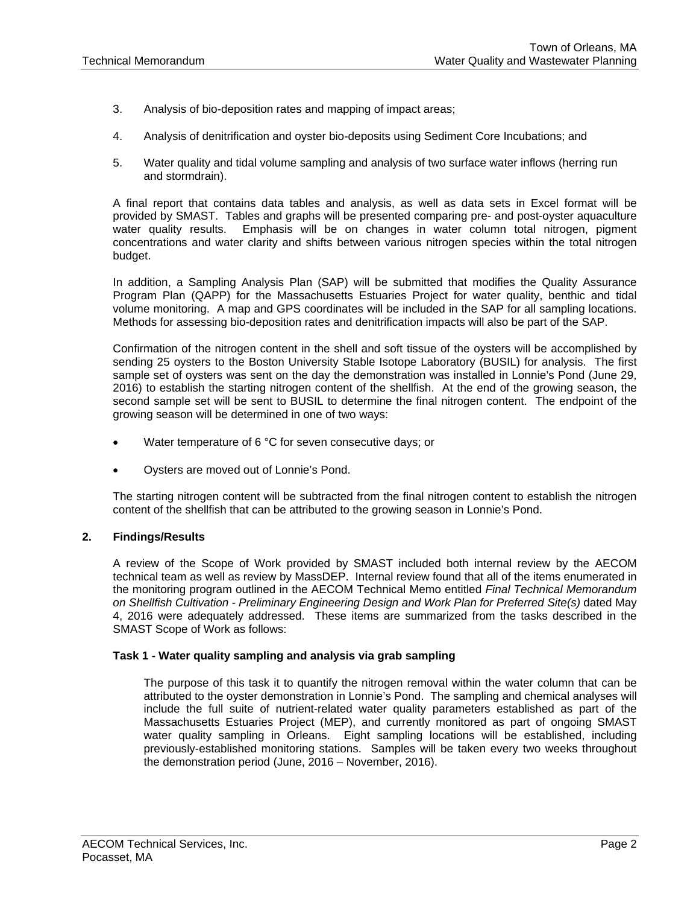3. Analysis of bio-deposition rates and mapping of impact areas;

4. Analysis of denitrification and oyster bio-deposits using Sediment Core Incubations; and

5. Water quality and tidal volume sampling and analysis of two surface water inflows (herring run and stormdrain).

A final report that contains data tables and analysis, as well as data sets in Excel format will be provided by SMAST. Tables and graphs will be presented comparing pre- and post-oyster aquaculture water quality results. Emphasis will be on changes in water column total nitrogen, pigment concentrations and water clarity and shifts between various nitrogen species within the total nitrogen budget.

In addition, a Sampling Analysis Plan (SAP) will be submitted that modifies the Quality Assurance Program Plan (QAPP) for the Massachusetts Estuaries Project for water quality, benthic and tidal volume monitoring. A map and GPS coordinates will be included in the SAP for all sampling locations. Methods for assessing bio-deposition rates and denitrification impacts will also be part of the SAP.

Confirmation of the nitrogen content in the shell and soft tissue of the oysters will be accomplished by sending 25 oysters to the Boston University Stable Isotope Laboratory (BUSIL) for analysis. The first sample set of oysters was sent on the day the demonstration was installed in Lonnie's Pond (June 29, 2016) to establish the starting nitrogen content of the shellfish. At the end of the growing season, the second sample set will be sent to BUSIL to determine the final nitrogen content. The endpoint of the growing season will be determined in one of two ways:

- Water temperature of 6 °C for seven consecutive days; or
- Oysters are moved out of Lonnie's Pond.

The starting nitrogen content will be subtracted from the final nitrogen content to establish the nitrogen content of the shellfish that can be attributed to the growing season in Lonnie's Pond.

## 2. Findings/Results

A review of the Scope of Work provided by SMAST included both internal review by the AECOM technical team as well as review by MassDEP. Internal review found that all of the items enumerated in the monitoring program outlined in the AECOM Technical Memo entitled *Final Technical Memorandum on Shellfish Cultivation - Preliminary Engineering Design and Work Plan for Preferred Site(s)* dated May 4, 2016 were adequately addressed. These items are summarized from the tasks described in the SMAST Scope of Work as follows:

### Task 1 - Water quality sampling and analysis via grab sampling

The purpose of this task it to quantify the nitrogen removal within the water column that can be attributed to the oyster demonstration in Lonnie's Pond. The sampling and chemical analyses will include the full suite of nutrient-related water quality parameters established as part of the Massachusetts Estuaries Project (MEP), and currently monitored as part of ongoing SMAST water quality sampling in Orleans. Eight sampling locations will be established, including previously-established monitoring stations. Samples will be taken every two weeks throughout the demonstration period (June, 2016 – November, 2016).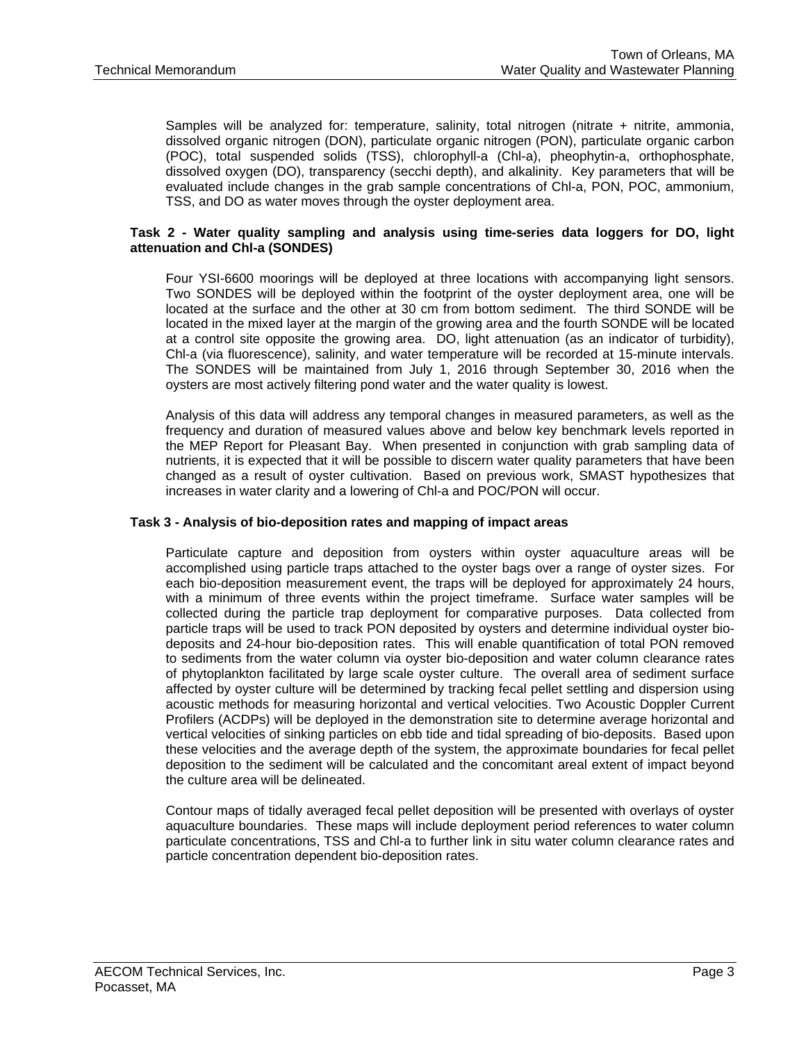Samples will be analyzed for: temperature, salinity, total nitrogen (nitrate + nitrite, ammonia, dissolved organic nitrogen (DON), particulate organic nitrogen (PON), particulate organic carbon (POC), total suspended solids (TSS), chlorophyll-a (Chl-a), pheophytin-a, orthophosphate, dissolved oxygen (DO), transparency (secchi depth), and alkalinity. Key parameters that will be evaluated include changes in the grab sample concentrations of Chl-a, PON, POC, ammonium, TSS, and DO as water moves through the oyster deployment area.

**Task 2 - Water quality sampling and analysis using time-series data loggers for DO, light attenuation and Chl-a (SONDES)**

Four YSI-6600 moorings will be deployed at three locations with accompanying light sensors. Two SONDES will be deployed within the footprint of the oyster deployment area, one will be located at the surface and the other at 30 cm from bottom sediment. The third SONDE will be located in the mixed layer at the margin of the growing area and the fourth SONDE will be located at a control site opposite the growing area. DO, light attenuation (as an indicator of turbidity), Chl-a (via fluorescence), salinity, and water temperature will be recorded at 15-minute intervals. The SONDES will be maintained from July 1, 2016 through September 30, 2016 when the oysters are most actively filtering pond water and the water quality is lowest.

Analysis of this data will address any temporal changes in measured parameters, as well as the frequency and duration of measured values above and below key benchmark levels reported in the MEP Report for Pleasant Bay. When presented in conjunction with grab sampling data of nutrients, it is expected that it will be possible to discern water quality parameters that have been changed as a result of oyster cultivation. Based on previous work, SMAST hypothesizes that increases in water clarity and a lowering of Chl-a and POC/PON will occur.

**Task 3 - Analysis of bio-deposition rates and mapping of impact areas**

Particulate capture and deposition from oysters within oyster aquaculture areas will be accomplished using particle traps attached to the oyster bags over a range of oyster sizes. For each bio-deposition measurement event, the traps will be deployed for approximately 24 hours, with a minimum of three events within the project timeframe. Surface water samples will be collected during the particle trap deployment for comparative purposes. Data collected from particle traps will be used to track PON deposited by oysters and determine individual oyster bio-deposits and 24-hour bio-deposition rates. This will enable quantification of total PON removed to sediments from the water column via oyster bio-deposition and water column clearance rates of phytoplankton facilitated by large scale oyster culture. The overall area of sediment surface affected by oyster culture will be determined by tracking fecal pellet settling and dispersion using acoustic methods for measuring horizontal and vertical velocities. Two Acoustic Doppler Current Profilers (ACDPs) will be deployed in the demonstration site to determine average horizontal and vertical velocities of sinking particles on ebb tide and tidal spreading of bio-deposits. Based upon these velocities and the average depth of the system, the approximate boundaries for fecal pellet deposition to the sediment will be calculated and the concomitant areal extent of impact beyond the culture area will be delineated.

Contour maps of tidally averaged fecal pellet deposition will be presented with overlays of oyster aquaculture boundaries. These maps will include deployment period references to water column particulate concentrations, TSS and Chl-a to further link in situ water column clearance rates and particle concentration dependent bio-deposition rates.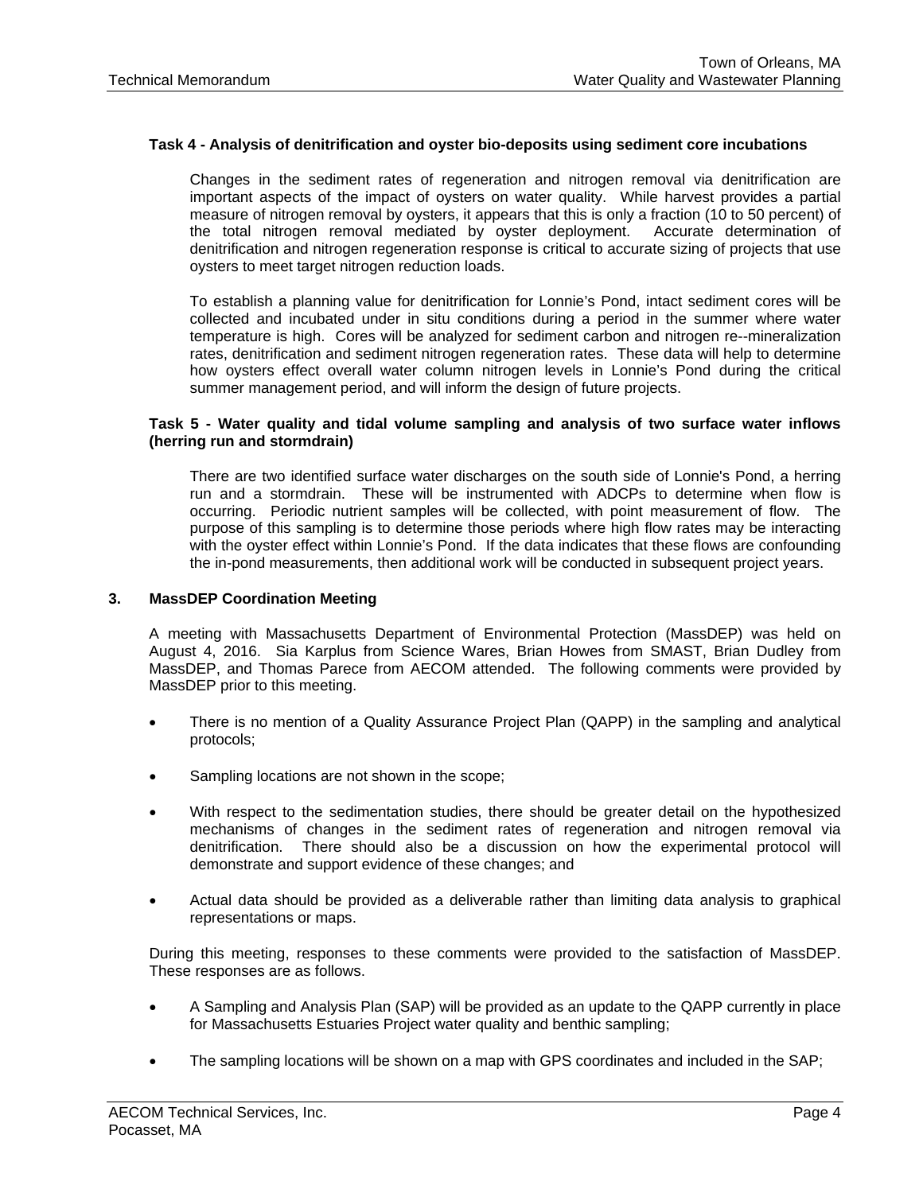#### Task 4 - Analysis of denitrification and oyster bio-deposits using sediment core incubations

Changes in the sediment rates of regeneration and nitrogen removal via denitrification are important aspects of the impact of oysters on water quality. While harvest provides a partial measure of nitrogen removal by oysters, it appears that this is only a fraction (10 to 50 percent) of the total nitrogen removal mediated by oyster deployment. Accurate determination of denitrification and nitrogen regeneration response is critical to accurate sizing of projects that use oysters to meet target nitrogen reduction loads.

To establish a planning value for denitrification for Lonnie's Pond, intact sediment cores will be collected and incubated under in situ conditions during a period in the summer where water temperature is high. Cores will be analyzed for sediment carbon and nitrogen re--mineralization rates, denitrification and sediment nitrogen regeneration rates. These data will help to determine how oysters effect overall water column nitrogen levels in Lonnie's Pond during the critical summer management period, and will inform the design of future projects.

#### Task 5 - Water quality and tidal volume sampling and analysis of two surface water inflows (herring run and stormdrain)

There are two identified surface water discharges on the south side of Lonnie's Pond, a herring run and a stormdrain. These will be instrumented with ADCPs to determine when flow is occurring. Periodic nutrient samples will be collected, with point measurement of flow. The purpose of this sampling is to determine those periods where high flow rates may be interacting with the oyster effect within Lonnie's Pond. If the data indicates that these flows are confounding the in-pond measurements, then additional work will be conducted in subsequent project years.

## 3. MassDEP Coordination Meeting

A meeting with Massachusetts Department of Environmental Protection (MassDEP) was held on August 4, 2016. Sia Karplus from Science Wares, Brian Howes from SMAST, Brian Dudley from MassDEP, and Thomas Parece from AECOM attended. The following comments were provided by MassDEP prior to this meeting.

- There is no mention of a Quality Assurance Project Plan (QAPP) in the sampling and analytical protocols;
- Sampling locations are not shown in the scope;
- With respect to the sedimentation studies, there should be greater detail on the hypothesized mechanisms of changes in the sediment rates of regeneration and nitrogen removal via denitrification. There should also be a discussion on how the experimental protocol will demonstrate and support evidence of these changes; and
- Actual data should be provided as a deliverable rather than limiting data analysis to graphical representations or maps.

During this meeting, responses to these comments were provided to the satisfaction of MassDEP. These responses are as follows.

- A Sampling and Analysis Plan (SAP) will be provided as an update to the QAPP currently in place for Massachusetts Estuaries Project water quality and benthic sampling;
- The sampling locations will be shown on a map with GPS coordinates and included in the SAP;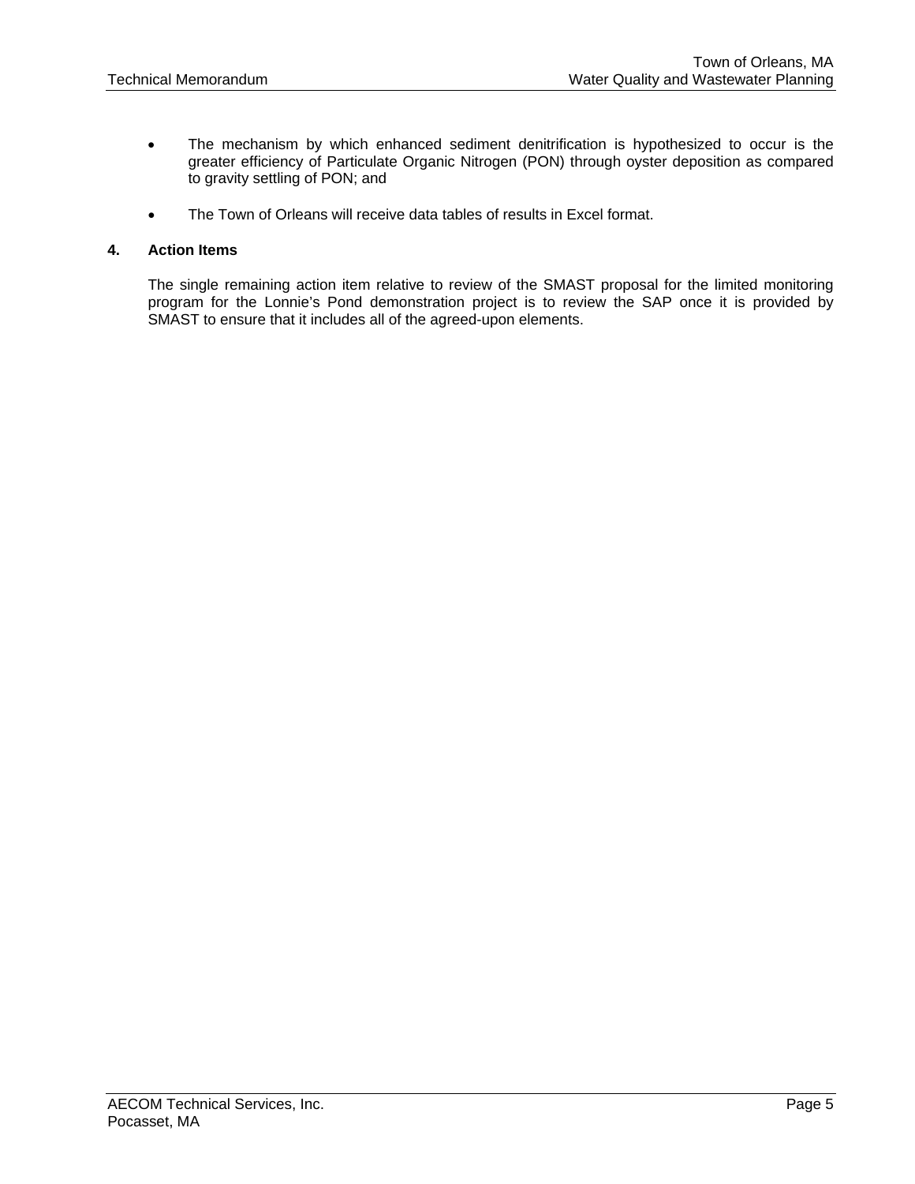- The mechanism by which enhanced sediment denitrification is hypothesized to occur is the greater efficiency of Particulate Organic Nitrogen (PON) through oyster deposition as compared to gravity settling of PON; and

- The Town of Orleans will receive data tables of results in Excel format.

## 4. Action Items

The single remaining action item relative to review of the SMAST proposal for the limited monitoring program for the Lonnie's Pond demonstration project is to review the SAP once it is provided by SMAST to ensure that it includes all of the agreed-upon elements.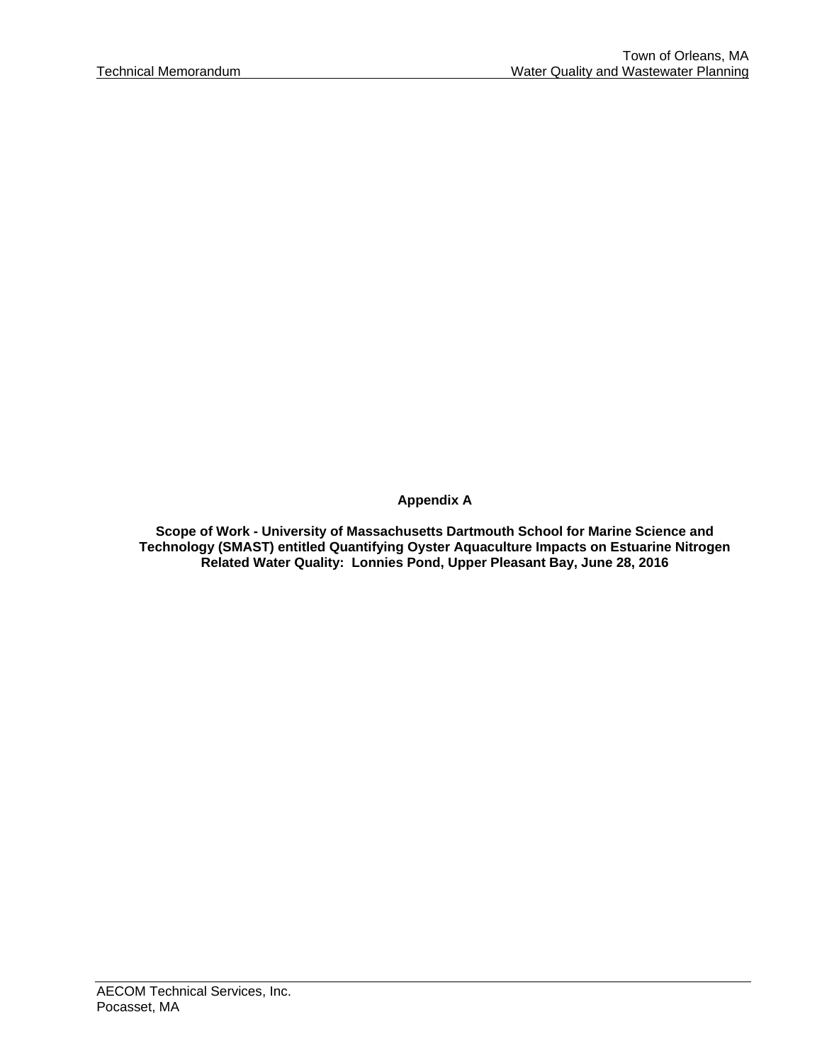**Appendix A**

**Scope of Work - University of Massachusetts Dartmouth School for Marine Science and Technology (SMAST) entitled Quantifying Oyster Aquaculture Impacts on Estuarine Nitrogen Related Water Quality: Lonnies Pond, Upper Pleasant Bay, June 28, 2016**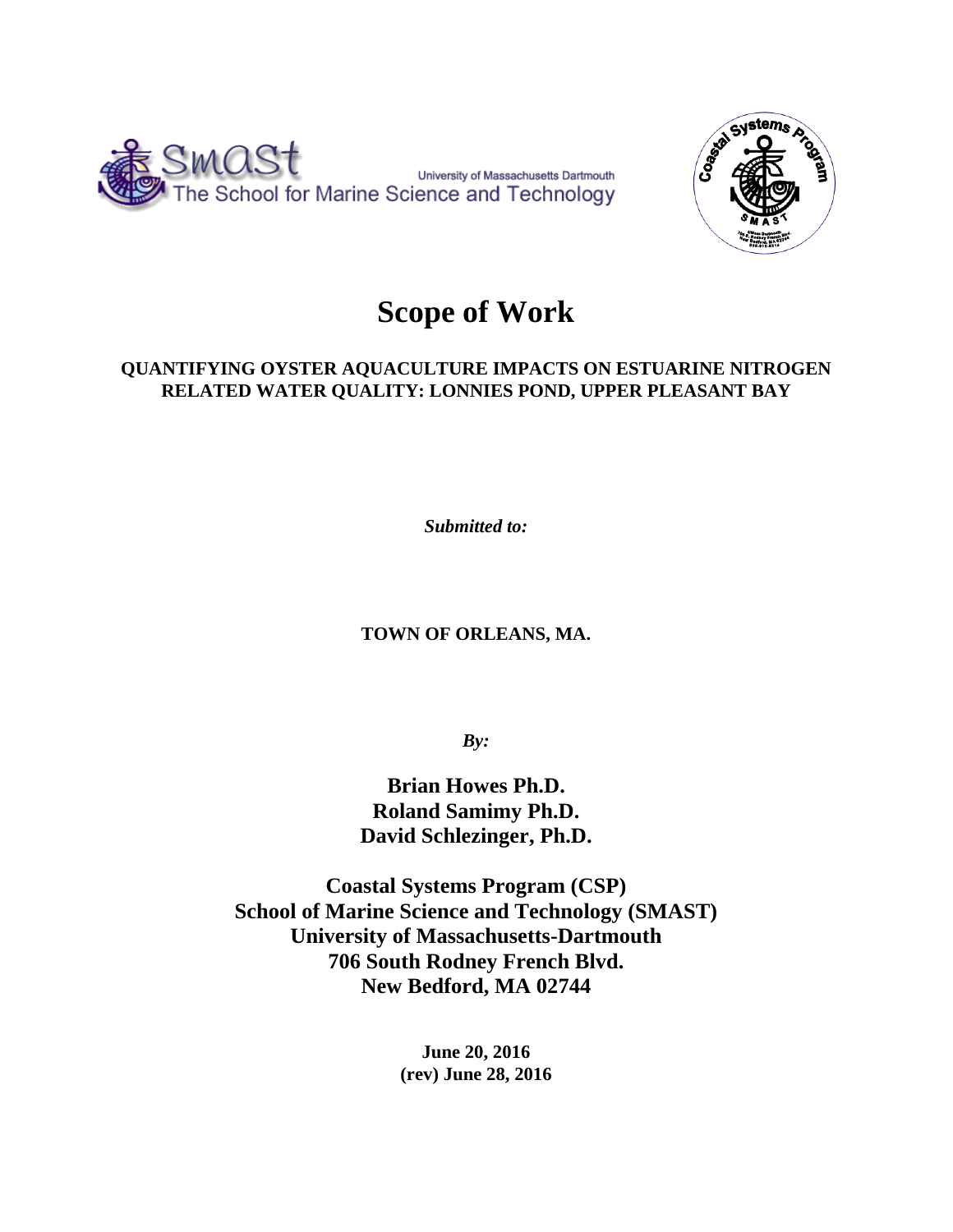# Scope of Work

**QUANTIFYING OYSTER AQUACULTURE IMPACTS ON ESTUARINE NITROGEN RELATED WATER QUALITY: LONNIES POND, UPPER PLEASANT BAY**

***Submitted to:***

**TOWN OF ORLEANS, MA.**

***By:***

**Brian Howes Ph.D.**
**Roland Samimy Ph.D.**
**David Schlezinger, Ph.D.**

**Coastal Systems Program (CSP)**
**School of Marine Science and Technology (SMAST)**
**University of Massachusetts-Dartmouth**
**706 South Rodney French Blvd.**
**New Bedford, MA 02744**

**June 20, 2016**
**(rev) June 28, 2016**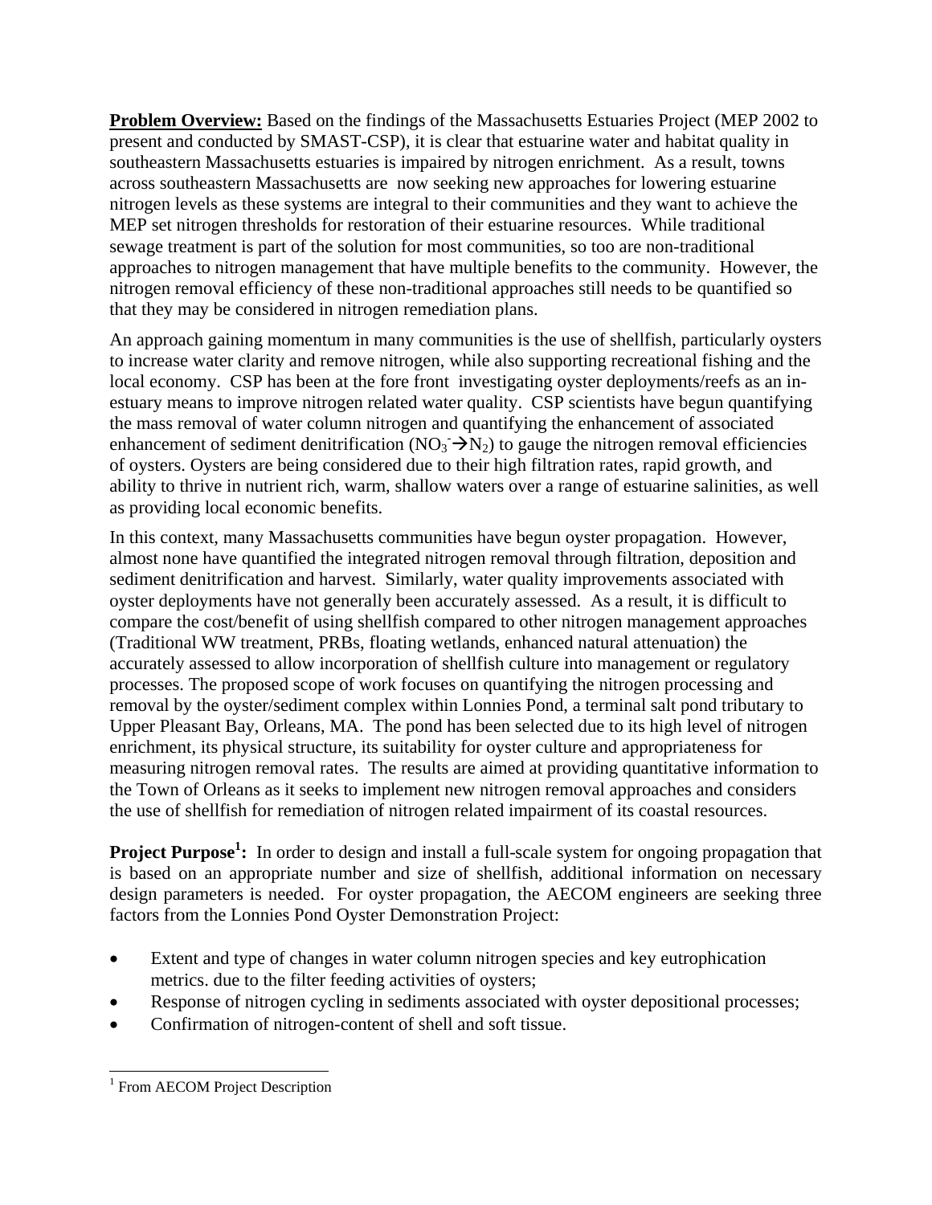**Problem Overview:** Based on the findings of the Massachusetts Estuaries Project (MEP 2002 to present and conducted by SMAST-CSP), it is clear that estuarine water and habitat quality in southeastern Massachusetts estuaries is impaired by nitrogen enrichment. As a result, towns across southeastern Massachusetts are now seeking new approaches for lowering estuarine nitrogen levels as these systems are integral to their communities and they want to achieve the MEP set nitrogen thresholds for restoration of their estuarine resources. While traditional sewage treatment is part of the solution for most communities, so too are non-traditional approaches to nitrogen management that have multiple benefits to the community. However, the nitrogen removal efficiency of these non-traditional approaches still needs to be quantified so that they may be considered in nitrogen remediation plans.

An approach gaining momentum in many communities is the use of shellfish, particularly oysters to increase water clarity and remove nitrogen, while also supporting recreational fishing and the local economy. CSP has been at the fore front investigating oyster deployments/reefs as an in-estuary means to improve nitrogen related water quality. CSP scientists have begun quantifying the mass removal of water column nitrogen and quantifying the enhancement of associated enhancement of sediment denitrification ($NO_3^- \rightarrow N_2$) to gauge the nitrogen removal efficiencies of oysters. Oysters are being considered due to their high filtration rates, rapid growth, and ability to thrive in nutrient rich, warm, shallow waters over a range of estuarine salinities, as well as providing local economic benefits.

In this context, many Massachusetts communities have begun oyster propagation. However, almost none have quantified the integrated nitrogen removal through filtration, deposition and sediment denitrification and harvest. Similarly, water quality improvements associated with oyster deployments have not generally been accurately assessed. As a result, it is difficult to compare the cost/benefit of using shellfish compared to other nitrogen management approaches (Traditional WW treatment, PRBs, floating wetlands, enhanced natural attenuation) the accurately assessed to allow incorporation of shellfish culture into management or regulatory processes. The proposed scope of work focuses on quantifying the nitrogen processing and removal by the oyster/sediment complex within Lonnies Pond, a terminal salt pond tributary to Upper Pleasant Bay, Orleans, MA. The pond has been selected due to its high level of nitrogen enrichment, its physical structure, its suitability for oyster culture and appropriateness for measuring nitrogen removal rates. The results are aimed at providing quantitative information to the Town of Orleans as it seeks to implement new nitrogen removal approaches and considers the use of shellfish for remediation of nitrogen related impairment of its coastal resources.

**Project Purpose[1]:** In order to design and install a full-scale system for ongoing propagation that is based on an appropriate number and size of shellfish, additional information on necessary design parameters is needed. For oyster propagation, the AECOM engineers are seeking three factors from the Lonnies Pond Oyster Demonstration Project:

- Extent and type of changes in water column nitrogen species and key eutrophication metrics. due to the filter feeding activities of oysters;
- Response of nitrogen cycling in sediments associated with oyster depositional processes;
- Confirmation of nitrogen-content of shell and soft tissue.

[1] From AECOM Project Description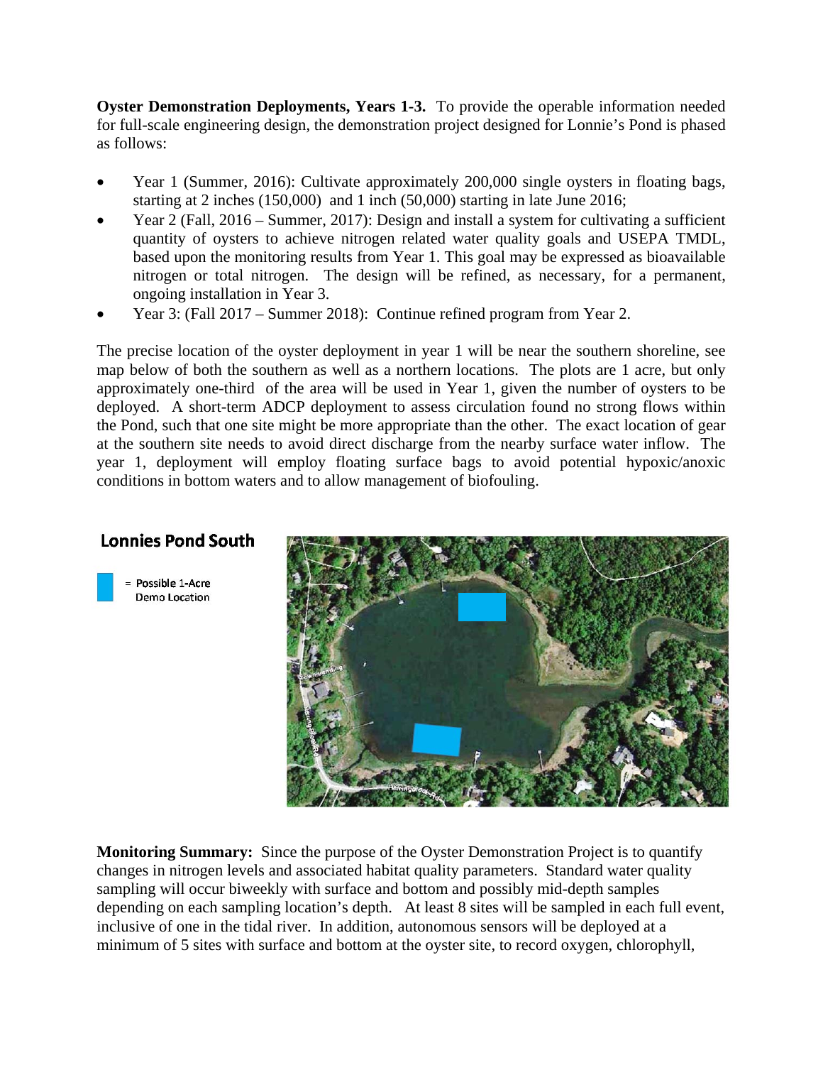**Oyster Demonstration Deployments, Years 1-3.** To provide the operable information needed for full-scale engineering design, the demonstration project designed for Lonnie's Pond is phased as follows:

- Year 1 (Summer, 2016): Cultivate approximately 200,000 single oysters in floating bags, starting at 2 inches (150,000) and 1 inch (50,000) starting in late June 2016;
- Year 2 (Fall, 2016 – Summer, 2017): Design and install a system for cultivating a sufficient quantity of oysters to achieve nitrogen related water quality goals and USEPA TMDL, based upon the monitoring results from Year 1. This goal may be expressed as bioavailable nitrogen or total nitrogen. The design will be refined, as necessary, for a permanent, ongoing installation in Year 3.
- Year 3: (Fall 2017 – Summer 2018): Continue refined program from Year 2.

The precise location of the oyster deployment in year 1 will be near the southern shoreline, see map below of both the southern as well as a northern locations. The plots are 1 acre, but only approximately one-third of the area will be used in Year 1, given the number of oysters to be deployed. A short-term ADCP deployment to assess circulation found no strong flows within the Pond, such that one site might be more appropriate than the other. The exact location of gear at the southern site needs to avoid direct discharge from the nearby surface water inflow. The year 1, deployment will employ floating surface bags to avoid potential hypoxic/anoxic conditions in bottom waters and to allow management of biofouling.

**Lonnies Pond South**

= Possible 1-Acre Demo Location

**Monitoring Summary:** Since the purpose of the Oyster Demonstration Project is to quantify changes in nitrogen levels and associated habitat quality parameters. Standard water quality sampling will occur biweekly with surface and bottom and possibly mid-depth samples depending on each sampling location's depth. At least 8 sites will be sampled in each full event, inclusive of one in the tidal river. In addition, autonomous sensors will be deployed at a minimum of 5 sites with surface and bottom at the oyster site, to record oxygen, chlorophyll,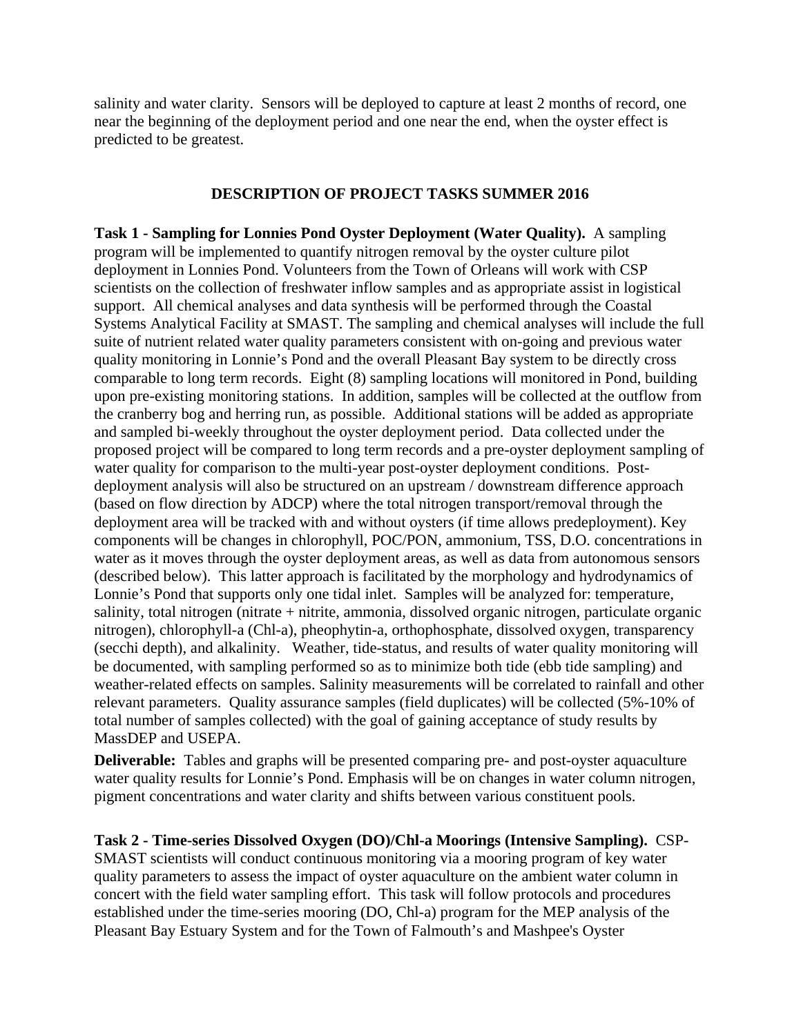salinity and water clarity. Sensors will be deployed to capture at least 2 months of record, one near the beginning of the deployment period and one near the end, when the oyster effect is predicted to be greatest.

## DESCRIPTION OF PROJECT TASKS SUMMER 2016

**Task 1 - Sampling for Lonnies Pond Oyster Deployment (Water Quality).** A sampling program will be implemented to quantify nitrogen removal by the oyster culture pilot deployment in Lonnies Pond. Volunteers from the Town of Orleans will work with CSP scientists on the collection of freshwater inflow samples and as appropriate assist in logistical support. All chemical analyses and data synthesis will be performed through the Coastal Systems Analytical Facility at SMAST. The sampling and chemical analyses will include the full suite of nutrient related water quality parameters consistent with on-going and previous water quality monitoring in Lonnie's Pond and the overall Pleasant Bay system to be directly cross comparable to long term records. Eight (8) sampling locations will monitored in Pond, building upon pre-existing monitoring stations. In addition, samples will be collected at the outflow from the cranberry bog and herring run, as possible. Additional stations will be added as appropriate and sampled bi-weekly throughout the oyster deployment period. Data collected under the proposed project will be compared to long term records and a pre-oyster deployment sampling of water quality for comparison to the multi-year post-oyster deployment conditions. Post-deployment analysis will also be structured on an upstream / downstream difference approach (based on flow direction by ADCP) where the total nitrogen transport/removal through the deployment area will be tracked with and without oysters (if time allows predeployment). Key components will be changes in chlorophyll, POC/PON, ammonium, TSS, D.O. concentrations in water as it moves through the oyster deployment areas, as well as data from autonomous sensors (described below). This latter approach is facilitated by the morphology and hydrodynamics of Lonnie's Pond that supports only one tidal inlet. Samples will be analyzed for: temperature, salinity, total nitrogen (nitrate + nitrite, ammonia, dissolved organic nitrogen, particulate organic nitrogen), chlorophyll-a (Chl-a), pheophytin-a, orthophosphate, dissolved oxygen, transparency (secchi depth), and alkalinity. Weather, tide-status, and results of water quality monitoring will be documented, with sampling performed so as to minimize both tide (ebb tide sampling) and weather-related effects on samples. Salinity measurements will be correlated to rainfall and other relevant parameters. Quality assurance samples (field duplicates) will be collected (5%-10% of total number of samples collected) with the goal of gaining acceptance of study results by MassDEP and USEPA.

**Deliverable:** Tables and graphs will be presented comparing pre- and post-oyster aquaculture water quality results for Lonnie's Pond. Emphasis will be on changes in water column nitrogen, pigment concentrations and water clarity and shifts between various constituent pools.

**Task 2 - Time-series Dissolved Oxygen (DO)/Chl-a Moorings (Intensive Sampling).** CSP-SMAST scientists will conduct continuous monitoring via a mooring program of key water quality parameters to assess the impact of oyster aquaculture on the ambient water column in concert with the field water sampling effort. This task will follow protocols and procedures established under the time-series mooring (DO, Chl-a) program for the MEP analysis of the Pleasant Bay Estuary System and for the Town of Falmouth's and Mashpee's Oyster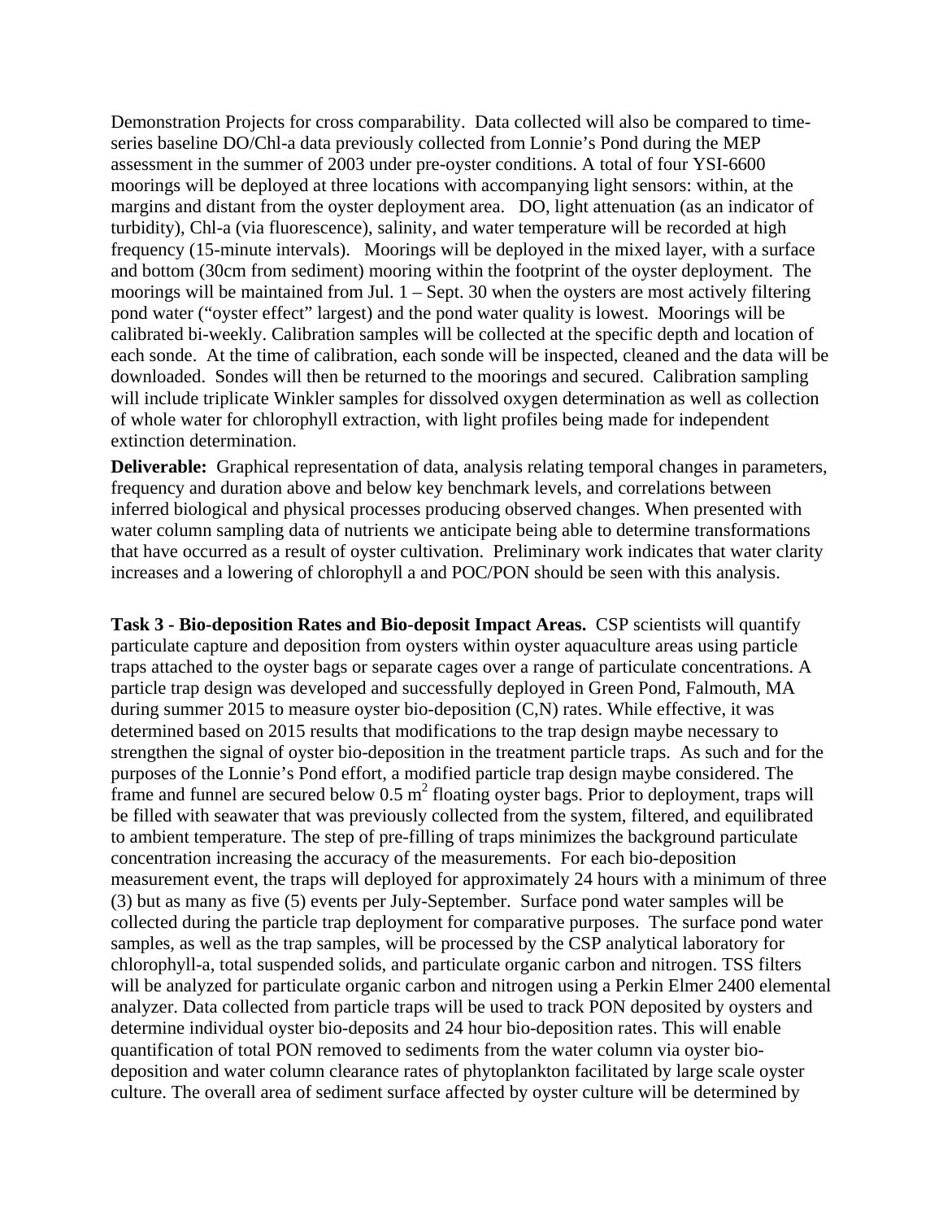Demonstration Projects for cross comparability. Data collected will also be compared to time-series baseline DO/Chl-a data previously collected from Lonnie's Pond during the MEP assessment in the summer of 2003 under pre-oyster conditions. A total of four YSI-6600 moorings will be deployed at three locations with accompanying light sensors: within, at the margins and distant from the oyster deployment area. DO, light attenuation (as an indicator of turbidity), Chl-a (via fluorescence), salinity, and water temperature will be recorded at high frequency (15-minute intervals). Moorings will be deployed in the mixed layer, with a surface and bottom (30cm from sediment) mooring within the footprint of the oyster deployment. The moorings will be maintained from Jul. 1 – Sept. 30 when the oysters are most actively filtering pond water ("oyster effect" largest) and the pond water quality is lowest. Moorings will be calibrated bi-weekly. Calibration samples will be collected at the specific depth and location of each sonde. At the time of calibration, each sonde will be inspected, cleaned and the data will be downloaded. Sondes will then be returned to the moorings and secured. Calibration sampling will include triplicate Winkler samples for dissolved oxygen determination as well as collection of whole water for chlorophyll extraction, with light profiles being made for independent extinction determination.

**Deliverable:** Graphical representation of data, analysis relating temporal changes in parameters, frequency and duration above and below key benchmark levels, and correlations between inferred biological and physical processes producing observed changes. When presented with water column sampling data of nutrients we anticipate being able to determine transformations that have occurred as a result of oyster cultivation. Preliminary work indicates that water clarity increases and a lowering of chlorophyll a and POC/PON should be seen with this analysis.

**Task 3 - Bio-deposition Rates and Bio-deposit Impact Areas.** CSP scientists will quantify particulate capture and deposition from oysters within oyster aquaculture areas using particle traps attached to the oyster bags or separate cages over a range of particulate concentrations. A particle trap design was developed and successfully deployed in Green Pond, Falmouth, MA during summer 2015 to measure oyster bio-deposition (C,N) rates. While effective, it was determined based on 2015 results that modifications to the trap design maybe necessary to strengthen the signal of oyster bio-deposition in the treatment particle traps. As such and for the purposes of the Lonnie's Pond effort, a modified particle trap design maybe considered. The frame and funnel are secured below 0.5 $m^2$ floating oyster bags. Prior to deployment, traps will be filled with seawater that was previously collected from the system, filtered, and equilibrated to ambient temperature. The step of pre-filling of traps minimizes the background particulate concentration increasing the accuracy of the measurements. For each bio-deposition measurement event, the traps will deployed for approximately 24 hours with a minimum of three (3) but as many as five (5) events per July-September. Surface pond water samples will be collected during the particle trap deployment for comparative purposes. The surface pond water samples, as well as the trap samples, will be processed by the CSP analytical laboratory for chlorophyll-a, total suspended solids, and particulate organic carbon and nitrogen. TSS filters will be analyzed for particulate organic carbon and nitrogen using a Perkin Elmer 2400 elemental analyzer. Data collected from particle traps will be used to track PON deposited by oysters and determine individual oyster bio-deposits and 24 hour bio-deposition rates. This will enable quantification of total PON removed to sediments from the water column via oyster bio-deposition and water column clearance rates of phytoplankton facilitated by large scale oyster culture. The overall area of sediment surface affected by oyster culture will be determined by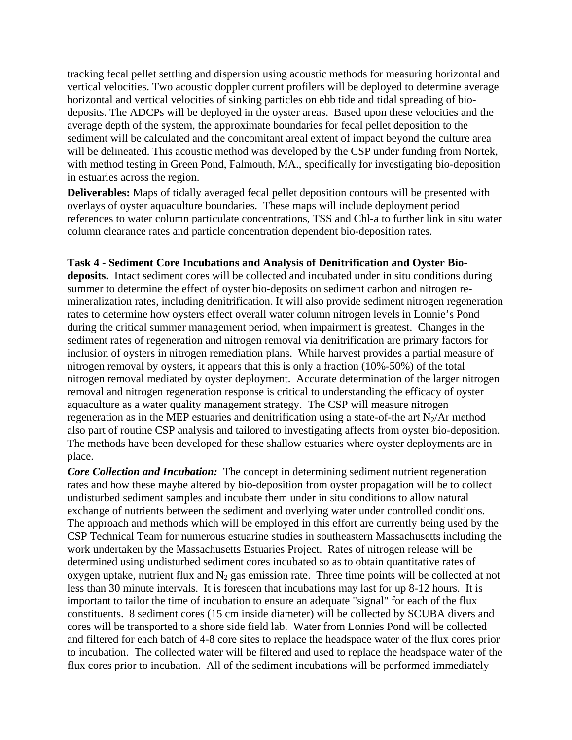tracking fecal pellet settling and dispersion using acoustic methods for measuring horizontal and vertical velocities. Two acoustic doppler current profilers will be deployed to determine average horizontal and vertical velocities of sinking particles on ebb tide and tidal spreading of bio-deposits. The ADCPs will be deployed in the oyster areas. Based upon these velocities and the average depth of the system, the approximate boundaries for fecal pellet deposition to the sediment will be calculated and the concomitant areal extent of impact beyond the culture area will be delineated. This acoustic method was developed by the CSP under funding from Nortek, with method testing in Green Pond, Falmouth, MA., specifically for investigating bio-deposition in estuaries across the region.

**Deliverables:** Maps of tidally averaged fecal pellet deposition contours will be presented with overlays of oyster aquaculture boundaries. These maps will include deployment period references to water column particulate concentrations, TSS and Chl-a to further link in situ water column clearance rates and particle concentration dependent bio-deposition rates.

**Task 4 - Sediment Core Incubations and Analysis of Denitrification and Oyster Bio-deposits.** Intact sediment cores will be collected and incubated under in situ conditions during summer to determine the effect of oyster bio-deposits on sediment carbon and nitrogen re-mineralization rates, including denitrification. It will also provide sediment nitrogen regeneration rates to determine how oysters effect overall water column nitrogen levels in Lonnie's Pond during the critical summer management period, when impairment is greatest. Changes in the sediment rates of regeneration and nitrogen removal via denitrification are primary factors for inclusion of oysters in nitrogen remediation plans. While harvest provides a partial measure of nitrogen removal by oysters, it appears that this is only a fraction (10%-50%) of the total nitrogen removal mediated by oyster deployment. Accurate determination of the larger nitrogen removal and nitrogen regeneration response is critical to understanding the efficacy of oyster aquaculture as a water quality management strategy. The CSP will measure nitrogen regeneration as in the MEP estuaries and denitrification using a state-of-the art $N_2$/Ar method also part of routine CSP analysis and tailored to investigating affects from oyster bio-deposition. The methods have been developed for these shallow estuaries where oyster deployments are in place.

***Core Collection and Incubation:*** The concept in determining sediment nutrient regeneration rates and how these maybe altered by bio-deposition from oyster propagation will be to collect undisturbed sediment samples and incubate them under in situ conditions to allow natural exchange of nutrients between the sediment and overlying water under controlled conditions. The approach and methods which will be employed in this effort are currently being used by the CSP Technical Team for numerous estuarine studies in southeastern Massachusetts including the work undertaken by the Massachusetts Estuaries Project. Rates of nitrogen release will be determined using undisturbed sediment cores incubated so as to obtain quantitative rates of oxygen uptake, nutrient flux and $N_2$ gas emission rate. Three time points will be collected at not less than 30 minute intervals. It is foreseen that incubations may last for up 8-12 hours. It is important to tailor the time of incubation to ensure an adequate "signal" for each of the flux constituents. 8 sediment cores (15 cm inside diameter) will be collected by SCUBA divers and cores will be transported to a shore side field lab. Water from Lonnies Pond will be collected and filtered for each batch of 4-8 core sites to replace the headspace water of the flux cores prior to incubation. The collected water will be filtered and used to replace the headspace water of the flux cores prior to incubation. All of the sediment incubations will be performed immediately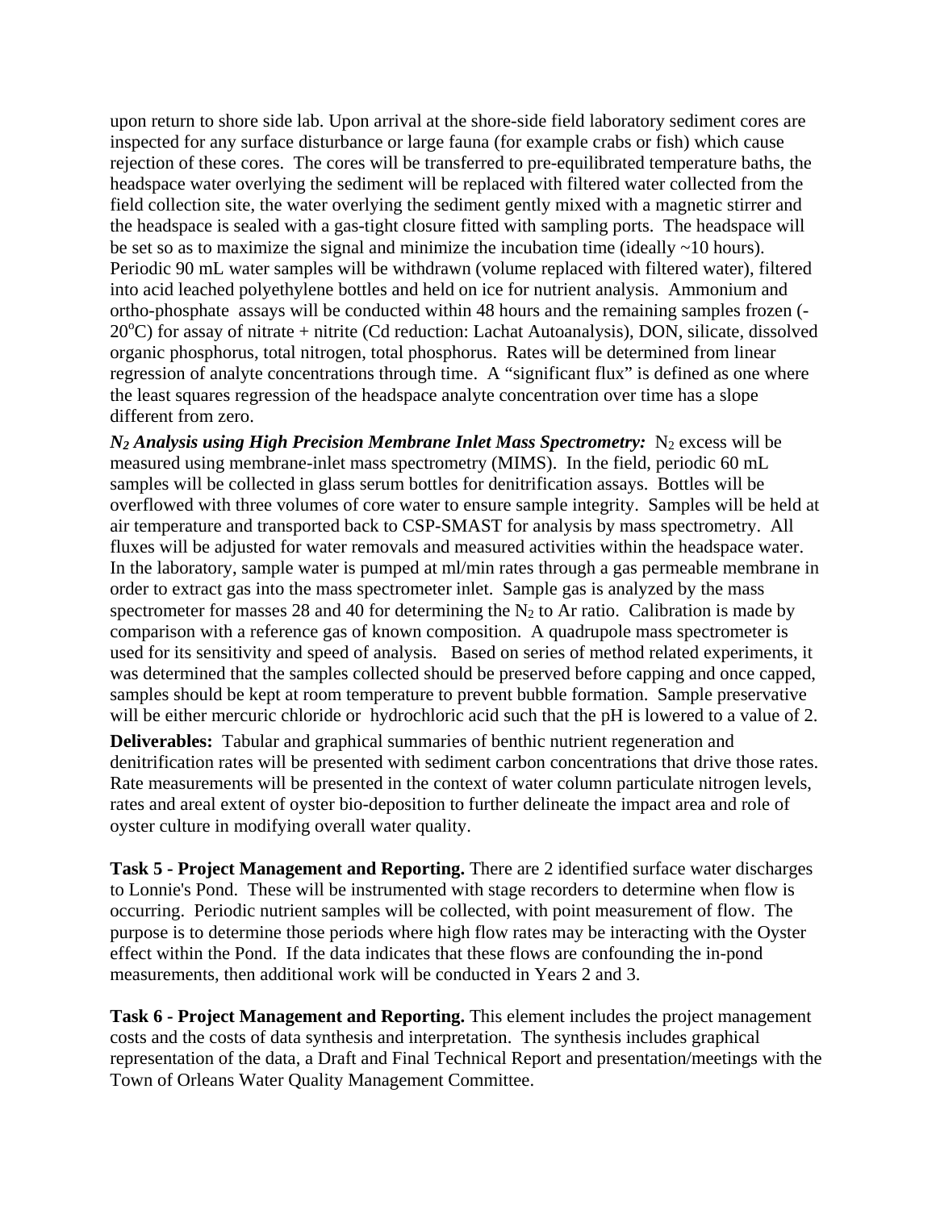upon return to shore side lab. Upon arrival at the shore-side field laboratory sediment cores are inspected for any surface disturbance or large fauna (for example crabs or fish) which cause rejection of these cores. The cores will be transferred to pre-equilibrated temperature baths, the headspace water overlying the sediment will be replaced with filtered water collected from the field collection site, the water overlying the sediment gently mixed with a magnetic stirrer and the headspace is sealed with a gas-tight closure fitted with sampling ports. The headspace will be set so as to maximize the signal and minimize the incubation time (ideally ~10 hours). Periodic 90 mL water samples will be withdrawn (volume replaced with filtered water), filtered into acid leached polyethylene bottles and held on ice for nutrient analysis. Ammonium and ortho-phosphate assays will be conducted within 48 hours and the remaining samples frozen (-20$^{o}$C) for assay of nitrate + nitrite (Cd reduction: Lachat Autoanalysis), DON, silicate, dissolved organic phosphorus, total nitrogen, total phosphorus. Rates will be determined from linear regression of analyte concentrations through time. A "significant flux" is defined as one where the least squares regression of the headspace analyte concentration over time has a slope different from zero.

***$N_2$ Analysis using High Precision Membrane Inlet Mass Spectrometry:*** $N_2$ excess will be measured using membrane-inlet mass spectrometry (MIMS). In the field, periodic 60 mL samples will be collected in glass serum bottles for denitrification assays. Bottles will be overflowed with three volumes of core water to ensure sample integrity. Samples will be held at air temperature and transported back to CSP-SMAST for analysis by mass spectrometry. All fluxes will be adjusted for water removals and measured activities within the headspace water. In the laboratory, sample water is pumped at ml/min rates through a gas permeable membrane in order to extract gas into the mass spectrometer inlet. Sample gas is analyzed by the mass spectrometer for masses 28 and 40 for determining the $N_2$ to Ar ratio. Calibration is made by comparison with a reference gas of known composition. A quadrupole mass spectrometer is used for its sensitivity and speed of analysis. Based on series of method related experiments, it was determined that the samples collected should be preserved before capping and once capped, samples should be kept at room temperature to prevent bubble formation. Sample preservative will be either mercuric chloride or hydrochloric acid such that the pH is lowered to a value of 2.

**Deliverables:** Tabular and graphical summaries of benthic nutrient regeneration and denitrification rates will be presented with sediment carbon concentrations that drive those rates. Rate measurements will be presented in the context of water column particulate nitrogen levels, rates and areal extent of oyster bio-deposition to further delineate the impact area and role of oyster culture in modifying overall water quality.

**Task 5 - Project Management and Reporting.** There are 2 identified surface water discharges to Lonnie's Pond. These will be instrumented with stage recorders to determine when flow is occurring. Periodic nutrient samples will be collected, with point measurement of flow. The purpose is to determine those periods where high flow rates may be interacting with the Oyster effect within the Pond. If the data indicates that these flows are confounding the in-pond measurements, then additional work will be conducted in Years 2 and 3.

**Task 6 - Project Management and Reporting.** This element includes the project management costs and the costs of data synthesis and interpretation. The synthesis includes graphical representation of the data, a Draft and Final Technical Report and presentation/meetings with the Town of Orleans Water Quality Management Committee.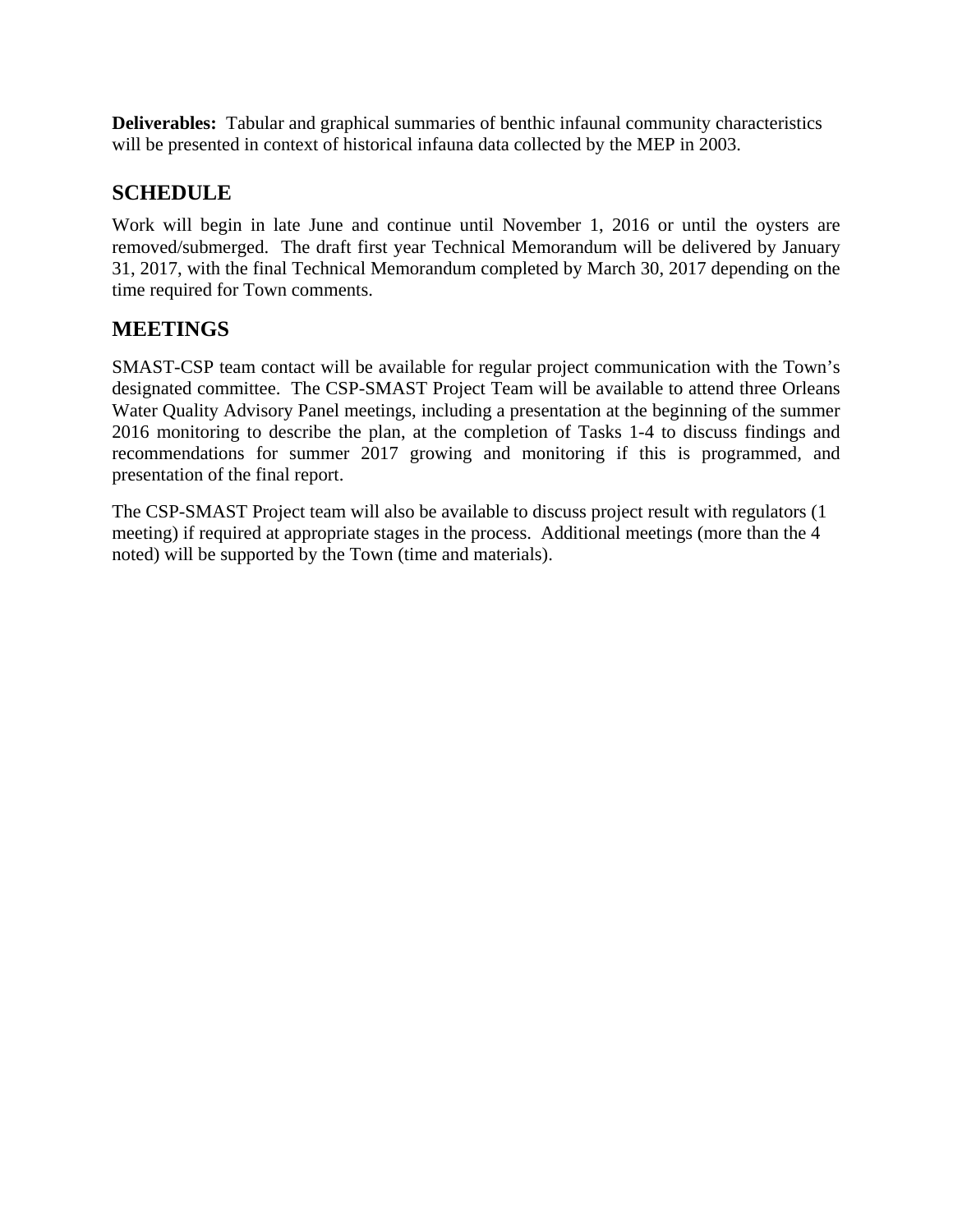**Deliverables:** Tabular and graphical summaries of benthic infaunal community characteristics will be presented in context of historical infauna data collected by the MEP in 2003.

## SCHEDULE

Work will begin in late June and continue until November 1, 2016 or until the oysters are removed/submerged. The draft first year Technical Memorandum will be delivered by January 31, 2017, with the final Technical Memorandum completed by March 30, 2017 depending on the time required for Town comments.

## MEETINGS

SMAST-CSP team contact will be available for regular project communication with the Town's designated committee. The CSP-SMAST Project Team will be available to attend three Orleans Water Quality Advisory Panel meetings, including a presentation at the beginning of the summer 2016 monitoring to describe the plan, at the completion of Tasks 1-4 to discuss findings and recommendations for summer 2017 growing and monitoring if this is programmed, and presentation of the final report.

The CSP-SMAST Project team will also be available to discuss project result with regulators (1 meeting) if required at appropriate stages in the process. Additional meetings (more than the 4 noted) will be supported by the Town (time and materials).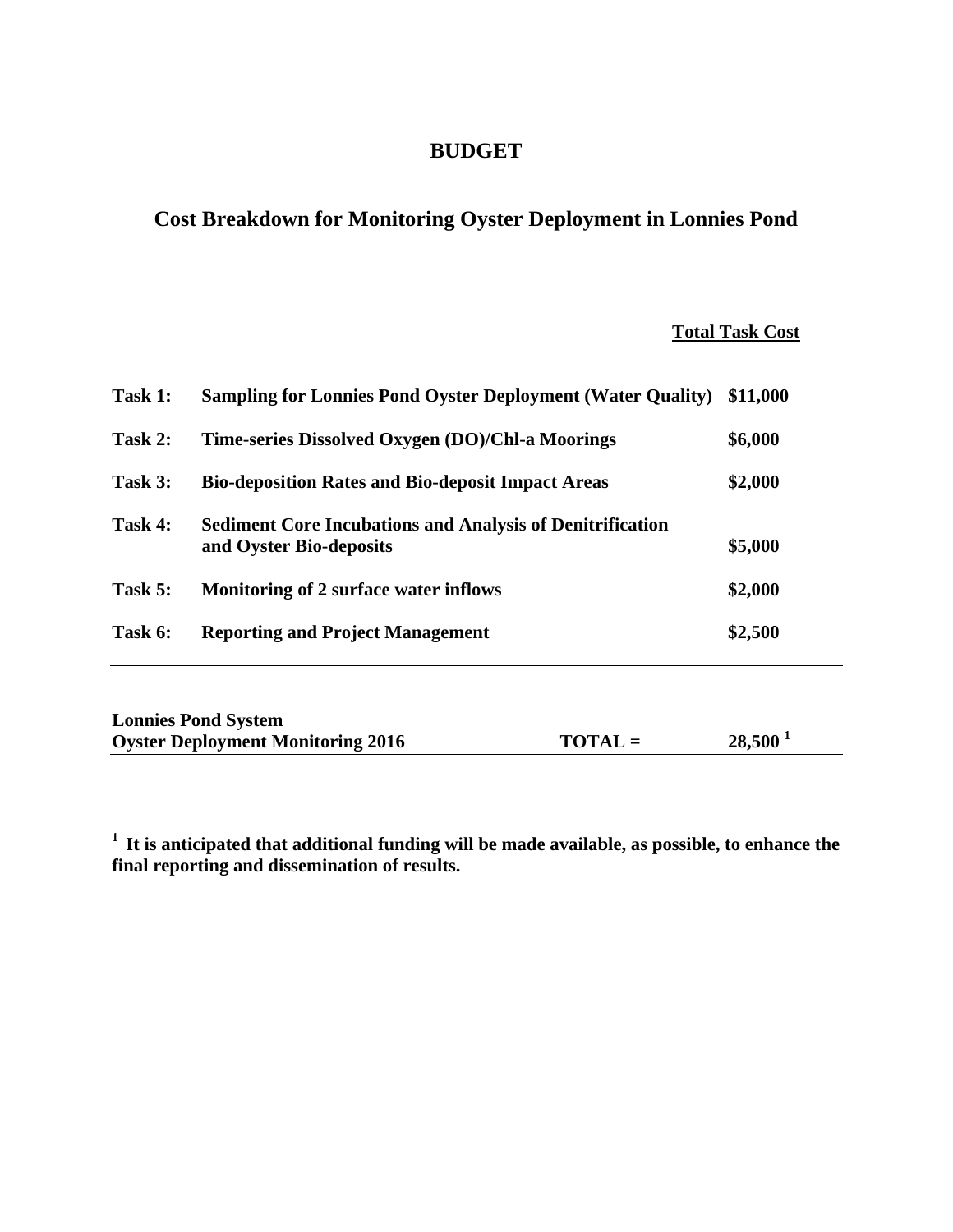# BUDGET

## Cost Breakdown for Monitoring Oyster Deployment in Lonnies Pond

| | | Total Task Cost |
|---|---|---|
| **Task 1:** | **Sampling for Lonnies Pond Oyster Deployment (Water Quality)** | **$11,000** |
| **Task 2:** | **Time-series Dissolved Oxygen (DO)/Chl-a Moorings** | **$6,000** |
| **Task 3:** | **Bio-deposition Rates and Bio-deposit Impact Areas** | **$2,000** |
| **Task 4:** | **Sediment Core Incubations and Analysis of Denitrification and Oyster Bio-deposits** | **$5,000** |
| **Task 5:** | **Monitoring of 2 surface water inflows** | **$2,000** |
| **Task 6:** | **Reporting and Project Management** | **$2,500** |
| **Lonnies Pond System Oyster Deployment Monitoring 2016** | **TOTAL =** | **28,500 [1]** |

**[1] It is anticipated that additional funding will be made available, as possible, to enhance the final reporting and dissemination of results.**